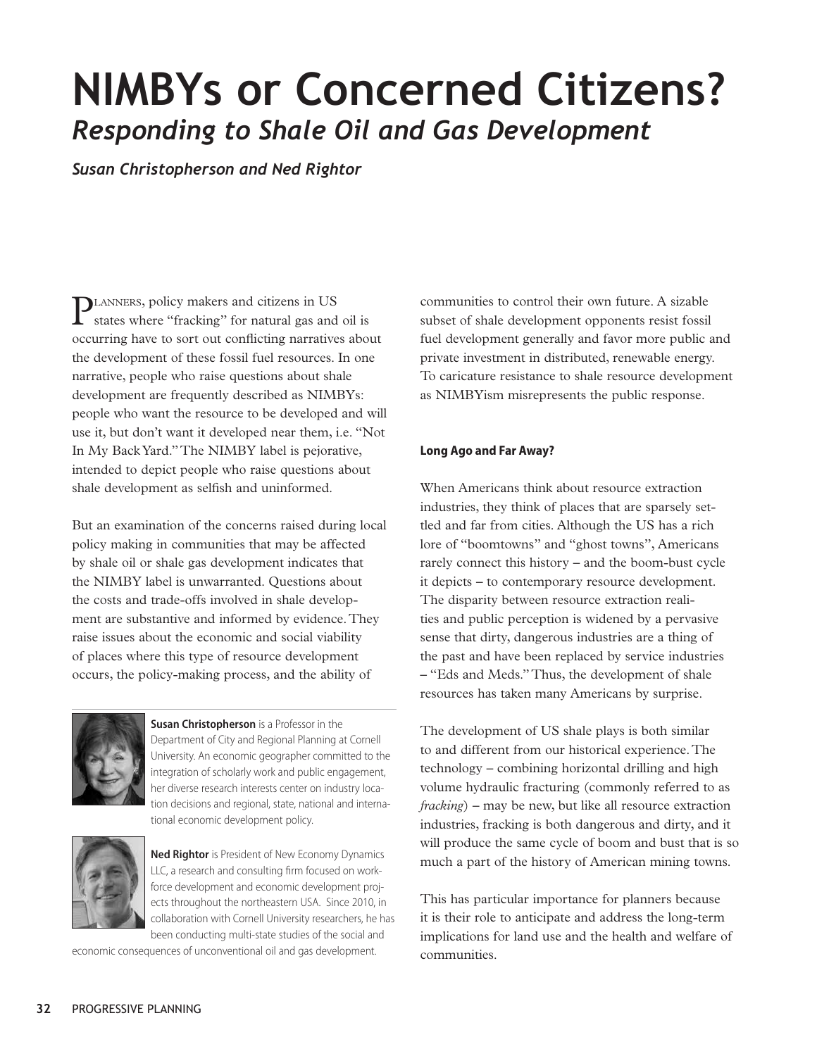# NIMBYs or Concerned Citizens?

## *Responding to Shale Oil and Gas Development*

***Susan Christopherson and Ned Rightor***

Planners, policy makers and citizens in US states where "fracking" for natural gas and oil is occurring have to sort out conflicting narratives about the development of these fossil fuel resources. In one narrative, people who raise questions about shale development are frequently described as NIMBYs: people who want the resource to be developed and will use it, but don't want it developed near them, i.e. "Not In My Back Yard." The NIMBY label is pejorative, intended to depict people who raise questions about shale development as selfish and uninformed.

But an examination of the concerns raised during local policy making in communities that may be affected by shale oil or shale gas development indicates that the NIMBY label is unwarranted. Questions about the costs and trade-offs involved in shale development are substantive and informed by evidence. They raise issues about the economic and social viability of places where this type of resource development occurs, the policy-making process, and the ability of communities to control their own future. A sizable subset of shale development opponents resist fossil fuel development generally and favor more public and private investment in distributed, renewable energy. To caricature resistance to shale resource development as NIMBYism misrepresents the public response.

**Susan Christopherson** is a Professor in the Department of City and Regional Planning at Cornell University. An economic geographer committed to the integration of scholarly work and public engagement, her diverse research interests center on industry location decisions and regional, state, national and international economic development policy.

**Ned Rightor** is President of New Economy Dynamics LLC, a research and consulting firm focused on workforce development and economic development projects throughout the northeastern USA. Since 2010, in collaboration with Cornell University researchers, he has been conducting multi-state studies of the social and economic consequences of unconventional oil and gas development.

#### Long Ago and Far Away?

When Americans think about resource extraction industries, they think of places that are sparsely settled and far from cities. Although the US has a rich lore of "boomtowns" and "ghost towns", Americans rarely connect this history – and the boom-bust cycle it depicts – to contemporary resource development. The disparity between resource extraction realities and public perception is widened by a pervasive sense that dirty, dangerous industries are a thing of the past and have been replaced by service industries – "Eds and Meds." Thus, the development of shale resources has taken many Americans by surprise.

The development of US shale plays is both similar to and different from our historical experience. The technology – combining horizontal drilling and high volume hydraulic fracturing (commonly referred to as *fracking*) – may be new, but like all resource extraction industries, fracking is both dangerous and dirty, and it will produce the same cycle of boom and bust that is so much a part of the history of American mining towns.

This has particular importance for planners because it is their role to anticipate and address the long-term implications for land use and the health and welfare of communities.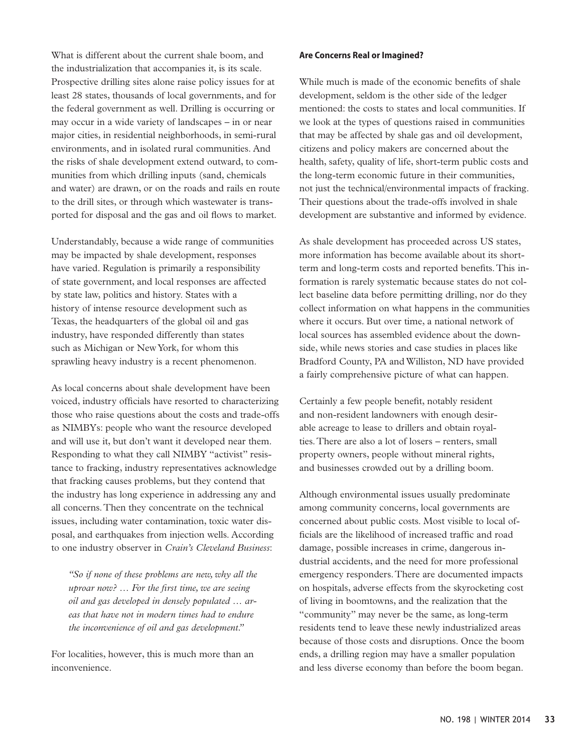What is different about the current shale boom, and the industrialization that accompanies it, is its scale. Prospective drilling sites alone raise policy issues for at least 28 states, thousands of local governments, and for the federal government as well. Drilling is occurring or may occur in a wide variety of landscapes – in or near major cities, in residential neighborhoods, in semi-rural environments, and in isolated rural communities. And the risks of shale development extend outward, to communities from which drilling inputs (sand, chemicals and water) are drawn, or on the roads and rails en route to the drill sites, or through which wastewater is transported for disposal and the gas and oil flows to market.

Understandably, because a wide range of communities may be impacted by shale development, responses have varied. Regulation is primarily a responsibility of state government, and local responses are affected by state law, politics and history. States with a history of intense resource development such as Texas, the headquarters of the global oil and gas industry, have responded differently than states such as Michigan or New York, for whom this sprawling heavy industry is a recent phenomenon.

As local concerns about shale development have been voiced, industry officials have resorted to characterizing those who raise questions about the costs and trade-offs as NIMBYs: people who want the resource developed and will use it, but don't want it developed near them. Responding to what they call NIMBY "activist" resistance to fracking, industry representatives acknowledge that fracking causes problems, but they contend that the industry has long experience in addressing any and all concerns. Then they concentrate on the technical issues, including water contamination, toxic water disposal, and earthquakes from injection wells. According to one industry observer in *Crain's Cleveland Business*:

> *"So if none of these problems are new, why all the uproar now? … For the first time, we are seeing oil and gas developed in densely populated … areas that have not in modern times had to endure the inconvenience of oil and gas development."*

For localities, however, this is much more than an inconvenience.

**Are Concerns Real or Imagined?**

While much is made of the economic benefits of shale development, seldom is the other side of the ledger mentioned: the costs to states and local communities. If we look at the types of questions raised in communities that may be affected by shale gas and oil development, citizens and policy makers are concerned about the health, safety, quality of life, short-term public costs and the long-term economic future in their communities, not just the technical/environmental impacts of fracking. Their questions about the trade-offs involved in shale development are substantive and informed by evidence.

As shale development has proceeded across US states, more information has become available about its short-term and long-term costs and reported benefits. This information is rarely systematic because states do not collect baseline data before permitting drilling, nor do they collect information on what happens in the communities where it occurs. But over time, a national network of local sources has assembled evidence about the downside, while news stories and case studies in places like Bradford County, PA and Williston, ND have provided a fairly comprehensive picture of what can happen.

Certainly a few people benefit, notably resident and non-resident landowners with enough desirable acreage to lease to drillers and obtain royalties. There are also a lot of losers – renters, small property owners, people without mineral rights, and businesses crowded out by a drilling boom.

Although environmental issues usually predominate among community concerns, local governments are concerned about public costs. Most visible to local officials are the likelihood of increased traffic and road damage, possible increases in crime, dangerous industrial accidents, and the need for more professional emergency responders. There are documented impacts on hospitals, adverse effects from the skyrocketing cost of living in boomtowns, and the realization that the "community" may never be the same, as long-term residents tend to leave these newly industrialized areas because of those costs and disruptions. Once the boom ends, a drilling region may have a smaller population and less diverse economy than before the boom began.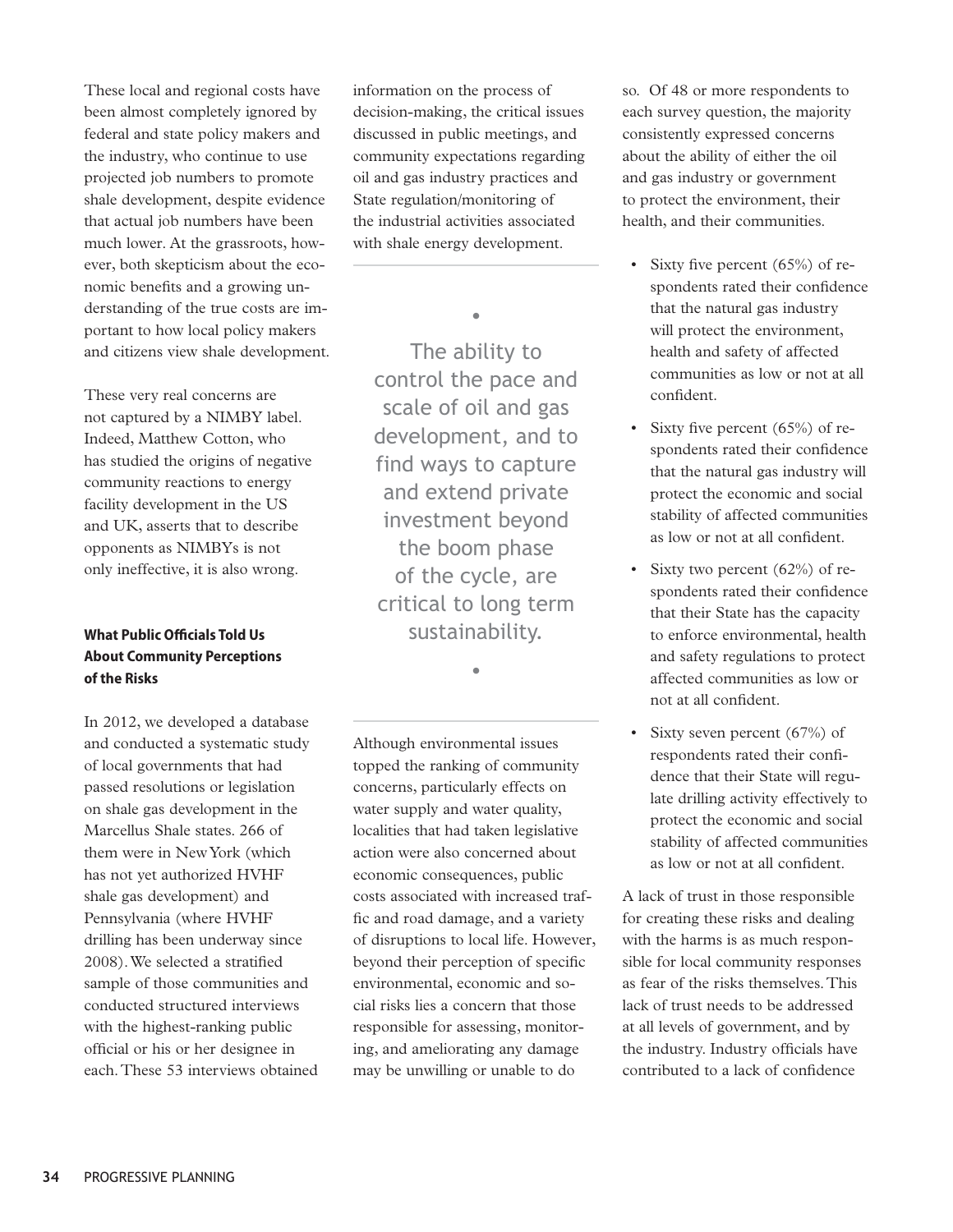These local and regional costs have been almost completely ignored by federal and state policy makers and the industry, who continue to use projected job numbers to promote shale development, despite evidence that actual job numbers have been much lower. At the grassroots, however, both skepticism about the economic benefits and a growing understanding of the true costs are important to how local policy makers and citizens view shale development.

These very real concerns are not captured by a NIMBY label. Indeed, Matthew Cotton, who has studied the origins of negative community reactions to energy facility development in the US and UK, asserts that to describe opponents as NIMBYs is not only ineffective, it is also wrong.

### What Public Officials Told Us About Community Perceptions of the Risks

In 2012, we developed a database and conducted a systematic study of local governments that had passed resolutions or legislation on shale gas development in the Marcellus Shale states. 266 of them were in New York (which has not yet authorized HVHF shale gas development) and Pennsylvania (where HVHF drilling has been underway since 2008). We selected a stratified sample of those communities and conducted structured interviews with the highest-ranking public official or his or her designee in each. These 53 interviews obtained information on the process of decision-making, the critical issues discussed in public meetings, and community expectations regarding oil and gas industry practices and State regulation/monitoring of the industrial activities associated with shale energy development.

> The ability to control the pace and scale of oil and gas development, and to find ways to capture and extend private investment beyond the boom phase of the cycle, are critical to long term sustainability.

Although environmental issues topped the ranking of community concerns, particularly effects on water supply and water quality, localities that had taken legislative action were also concerned about economic consequences, public costs associated with increased traffic and road damage, and a variety of disruptions to local life. However, beyond their perception of specific environmental, economic and social risks lies a concern that those responsible for assessing, monitoring, and ameliorating any damage may be unwilling or unable to do so. Of 48 or more respondents to each survey question, the majority consistently expressed concerns about the ability of either the oil and gas industry or government to protect the environment, their health, and their communities.

- Sixty five percent (65%) of respondents rated their confidence that the natural gas industry will protect the environment, health and safety of affected communities as low or not at all confident.
- Sixty five percent (65%) of respondents rated their confidence that the natural gas industry will protect the economic and social stability of affected communities as low or not at all confident.
- Sixty two percent (62%) of respondents rated their confidence that their State has the capacity to enforce environmental, health and safety regulations to protect affected communities as low or not at all confident.
- Sixty seven percent (67%) of respondents rated their confidence that their State will regulate drilling activity effectively to protect the economic and social stability of affected communities as low or not at all confident.

A lack of trust in those responsible for creating these risks and dealing with the harms is as much responsible for local community responses as fear of the risks themselves. This lack of trust needs to be addressed at all levels of government, and by the industry. Industry officials have contributed to a lack of confidence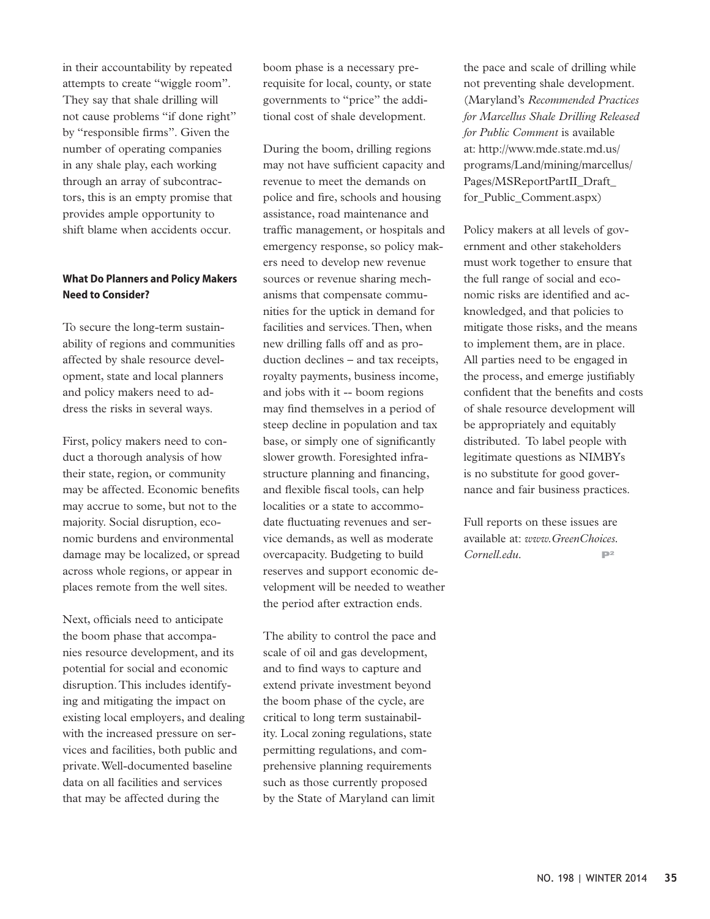in their accountability by repeated attempts to create "wiggle room". They say that shale drilling will not cause problems "if done right" by "responsible firms". Given the number of operating companies in any shale play, each working through an array of subcontractors, this is an empty promise that provides ample opportunity to shift blame when accidents occur.

### What Do Planners and Policy Makers Need to Consider?

To secure the long-term sustainability of regions and communities affected by shale resource development, state and local planners and policy makers need to address the risks in several ways.

First, policy makers need to conduct a thorough analysis of how their state, region, or community may be affected. Economic benefits may accrue to some, but not to the majority. Social disruption, economic burdens and environmental damage may be localized, or spread across whole regions, or appear in places remote from the well sites.

Next, officials need to anticipate the boom phase that accompanies resource development, and its potential for social and economic disruption. This includes identifying and mitigating the impact on existing local employers, and dealing with the increased pressure on services and facilities, both public and private. Well-documented baseline data on all facilities and services that may be affected during the boom phase is a necessary prerequisite for local, county, or state governments to "price" the additional cost of shale development.

During the boom, drilling regions may not have sufficient capacity and revenue to meet the demands on police and fire, schools and housing assistance, road maintenance and traffic management, or hospitals and emergency response, so policy makers need to develop new revenue sources or revenue sharing mechanisms that compensate communities for the uptick in demand for facilities and services. Then, when new drilling falls off and as production declines – and tax receipts, royalty payments, business income, and jobs with it -- boom regions may find themselves in a period of steep decline in population and tax base, or simply one of significantly slower growth. Foresighted infrastructure planning and financing, and flexible fiscal tools, can help localities or a state to accommodate fluctuating revenues and service demands, as well as moderate overcapacity. Budgeting to build reserves and support economic development will be needed to weather the period after extraction ends.

The ability to control the pace and scale of oil and gas development, and to find ways to capture and extend private investment beyond the boom phase of the cycle, are critical to long term sustainability. Local zoning regulations, state permitting regulations, and comprehensive planning requirements such as those currently proposed by the State of Maryland can limit the pace and scale of drilling while not preventing shale development. (Maryland's *Recommended Practices for Marcellus Shale Drilling Released for Public Comment* is available at: http://www.mde.state.md.us/programs/Land/mining/marcellus/Pages/MSReportPartII_Draft_for_Public_Comment.aspx)

Policy makers at all levels of government and other stakeholders must work together to ensure that the full range of social and economic risks are identified and acknowledged, and that policies to mitigate those risks, and the means to implement them, are in place. All parties need to be engaged in the process, and emerge justifiably confident that the benefits and costs of shale resource development will be appropriately and equitably distributed. To label people with legitimate questions as NIMBYs is no substitute for good governance and fair business practices.

Full reports on these issues are available at: *www.GreenChoices.Cornell.edu.*